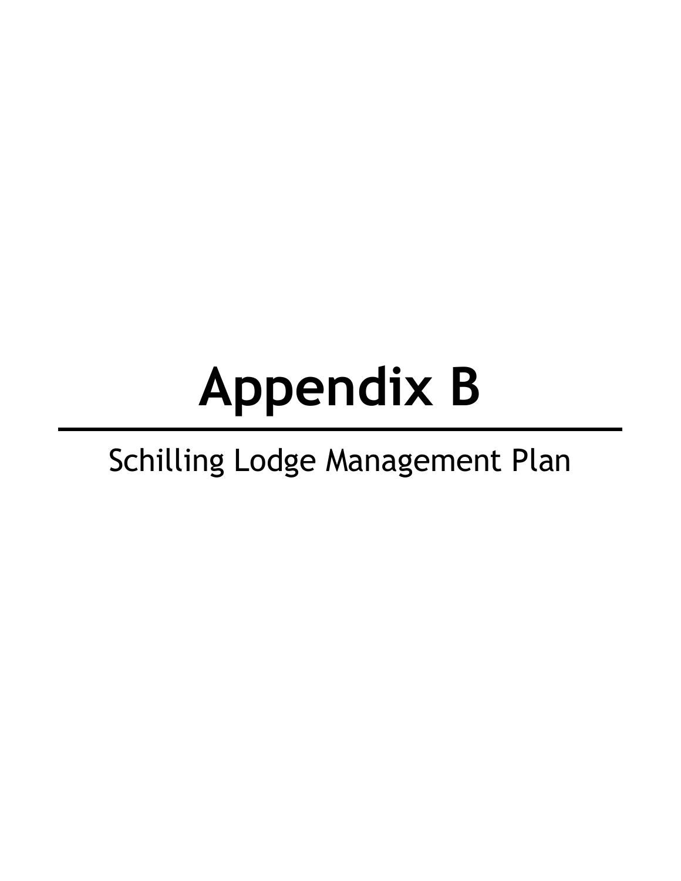# Appendix B

---

Schilling Lodge Management Plan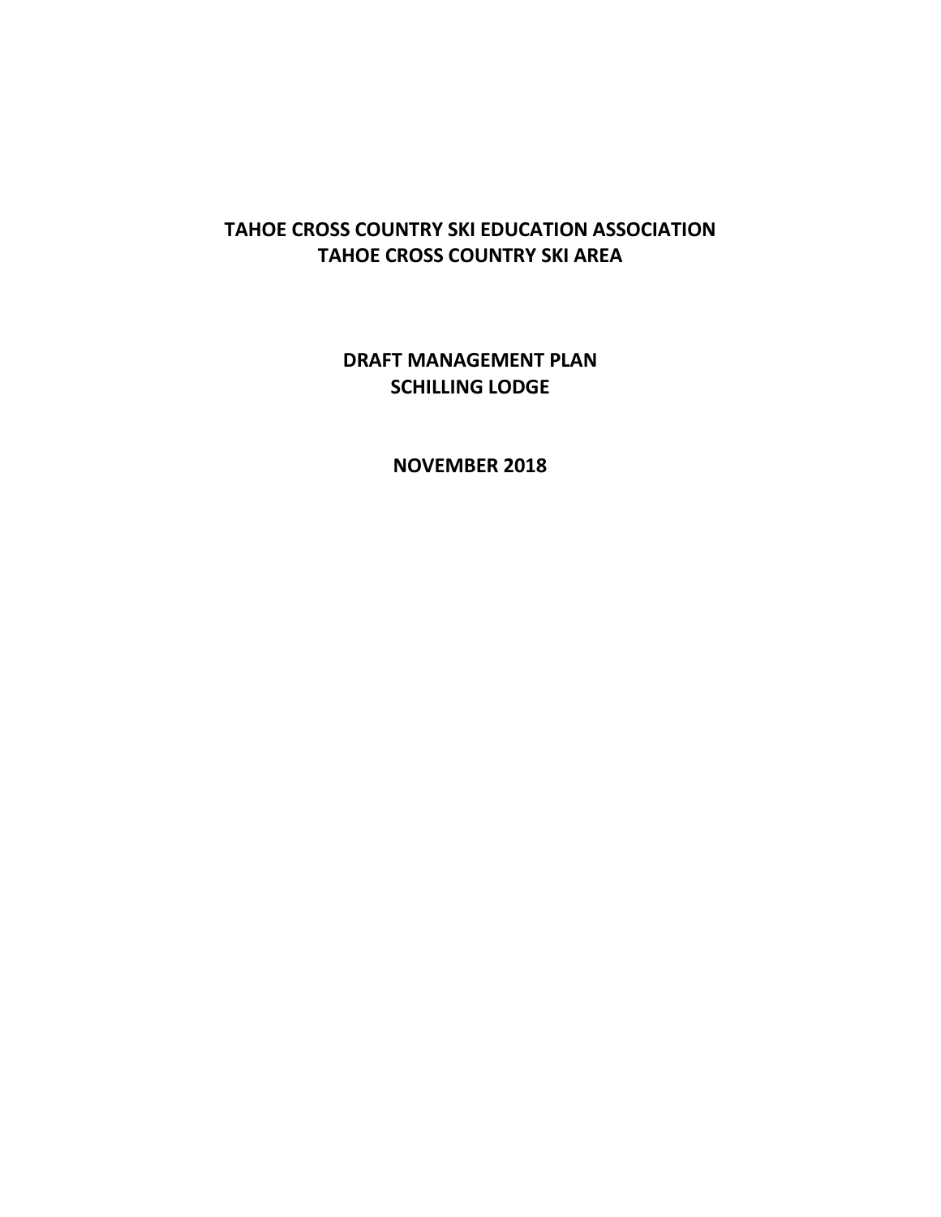# TAHOE CROSS COUNTRY SKI EDUCATION ASSOCIATION
# TAHOE CROSS COUNTRY SKI AREA

## DRAFT MANAGEMENT PLAN
## SCHILLING LODGE

### NOVEMBER 2018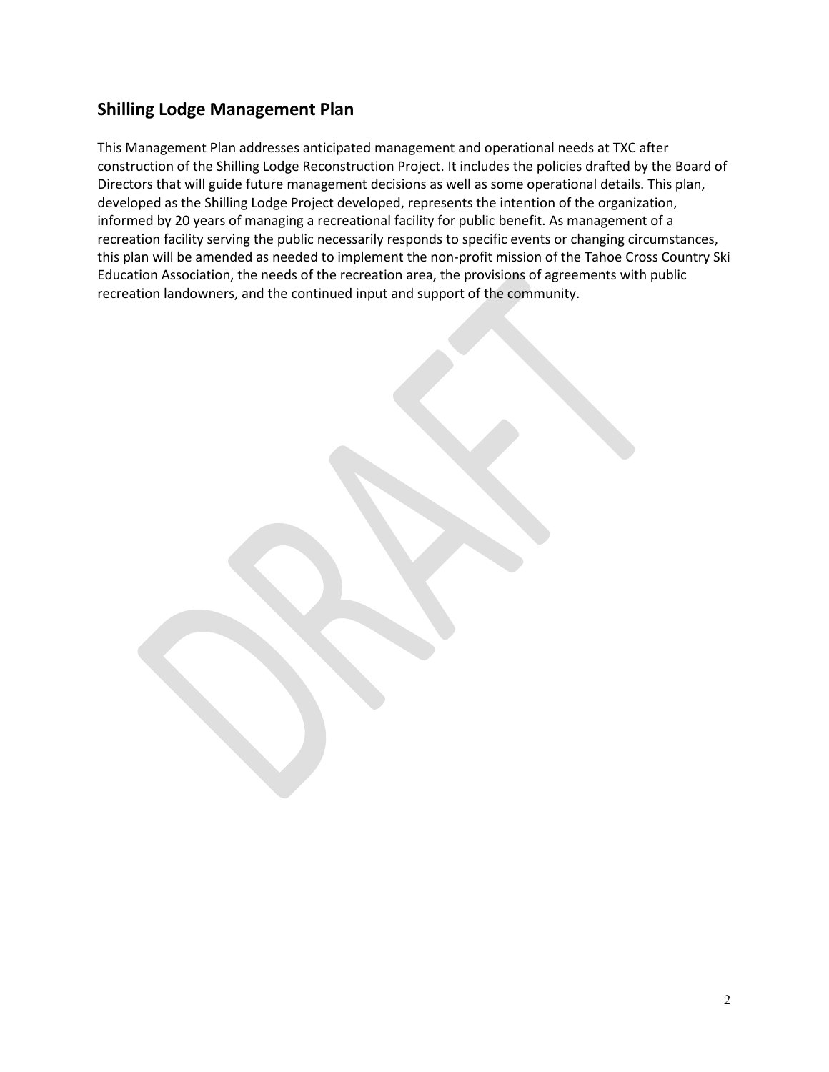## Shilling Lodge Management Plan

This Management Plan addresses anticipated management and operational needs at TXC after construction of the Shilling Lodge Reconstruction Project. It includes the policies drafted by the Board of Directors that will guide future management decisions as well as some operational details. This plan, developed as the Shilling Lodge Project developed, represents the intention of the organization, informed by 20 years of managing a recreational facility for public benefit. As management of a recreation facility serving the public necessarily responds to specific events or changing circumstances, this plan will be amended as needed to implement the non-profit mission of the Tahoe Cross Country Ski Education Association, the needs of the recreation area, the provisions of agreements with public recreation landowners, and the continued input and support of the community.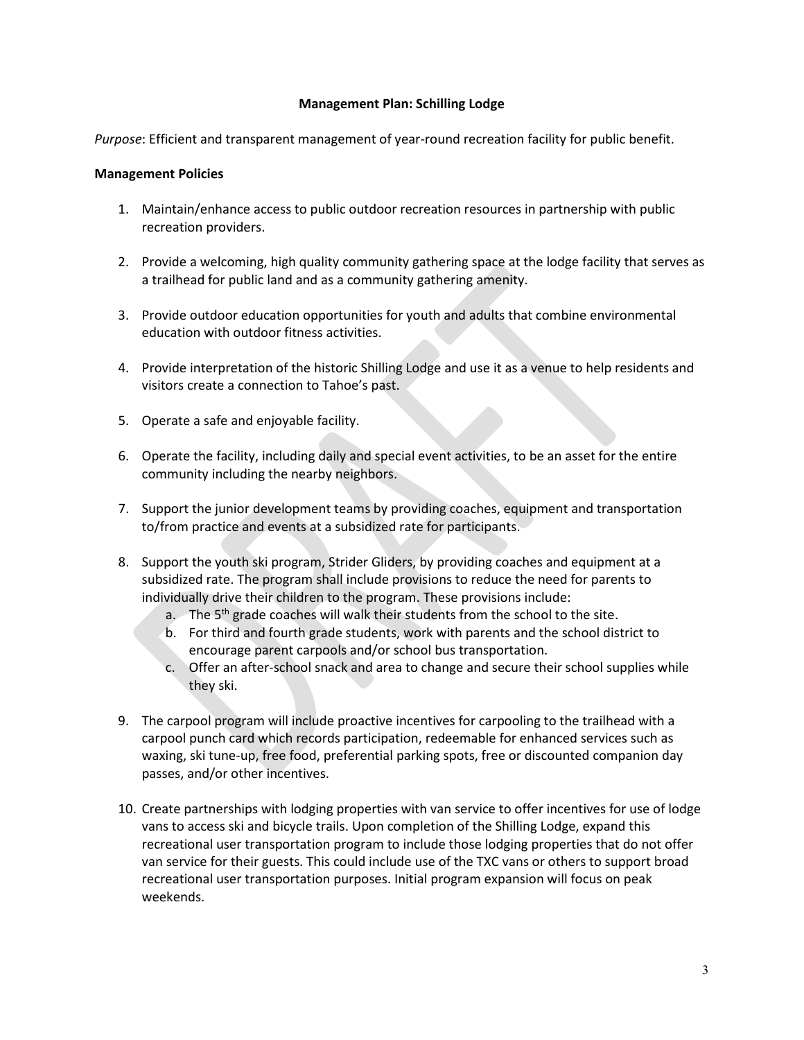**Management Plan: Schilling Lodge**

*Purpose*: Efficient and transparent management of year-round recreation facility for public benefit.

**Management Policies**

1. Maintain/enhance access to public outdoor recreation resources in partnership with public recreation providers.

2. Provide a welcoming, high quality community gathering space at the lodge facility that serves as a trailhead for public land and as a community gathering amenity.

3. Provide outdoor education opportunities for youth and adults that combine environmental education with outdoor fitness activities.

4. Provide interpretation of the historic Shilling Lodge and use it as a venue to help residents and visitors create a connection to Tahoe's past.

5. Operate a safe and enjoyable facility.

6. Operate the facility, including daily and special event activities, to be an asset for the entire community including the nearby neighbors.

7. Support the junior development teams by providing coaches, equipment and transportation to/from practice and events at a subsidized rate for participants.

8. Support the youth ski program, Strider Gliders, by providing coaches and equipment at a subsidized rate. The program shall include provisions to reduce the need for parents to individually drive their children to the program. These provisions include:
   a. The 5th grade coaches will walk their students from the school to the site.
   b. For third and fourth grade students, work with parents and the school district to encourage parent carpools and/or school bus transportation.
   c. Offer an after-school snack and area to change and secure their school supplies while they ski.

9. The carpool program will include proactive incentives for carpooling to the trailhead with a carpool punch card which records participation, redeemable for enhanced services such as waxing, ski tune-up, free food, preferential parking spots, free or discounted companion day passes, and/or other incentives.

10. Create partnerships with lodging properties with van service to offer incentives for use of lodge vans to access ski and bicycle trails. Upon completion of the Shilling Lodge, expand this recreational user transportation program to include those lodging properties that do not offer van service for their guests. This could include use of the TXC vans or others to support broad recreational user transportation purposes. Initial program expansion will focus on peak weekends.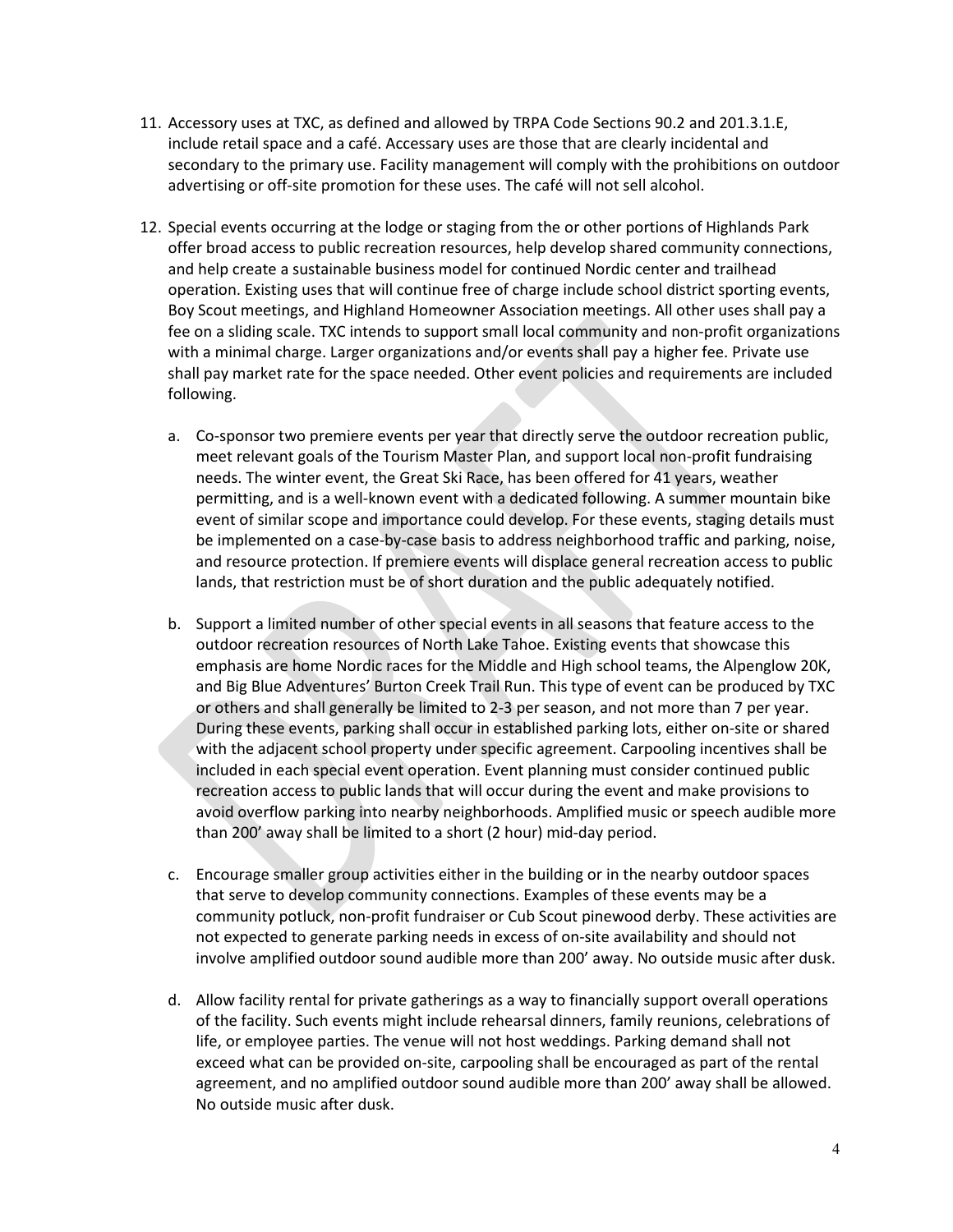11. Accessory uses at TXC, as defined and allowed by TRPA Code Sections 90.2 and 201.3.1.E, include retail space and a café. Accessory uses are those that are clearly incidental and secondary to the primary use. Facility management will comply with the prohibitions on outdoor advertising or off-site promotion for these uses. The café will not sell alcohol.

12. Special events occurring at the lodge or staging from the or other portions of Highlands Park offer broad access to public recreation resources, help develop shared community connections, and help create a sustainable business model for continued Nordic center and trailhead operation. Existing uses that will continue free of charge include school district sporting events, Boy Scout meetings, and Highland Homeowner Association meetings. All other uses shall pay a fee on a sliding scale. TXC intends to support small local community and non-profit organizations with a minimal charge. Larger organizations and/or events shall pay a higher fee. Private use shall pay market rate for the space needed. Other event policies and requirements are included following.

    a. Co-sponsor two premiere events per year that directly serve the outdoor recreation public, meet relevant goals of the Tourism Master Plan, and support local non-profit fundraising needs. The winter event, the Great Ski Race, has been offered for 41 years, weather permitting, and is a well-known event with a dedicated following. A summer mountain bike event of similar scope and importance could develop. For these events, staging details must be implemented on a case-by-case basis to address neighborhood traffic and parking, noise, and resource protection. If premiere events will displace general recreation access to public lands, that restriction must be of short duration and the public adequately notified.

    b. Support a limited number of other special events in all seasons that feature access to the outdoor recreation resources of North Lake Tahoe. Existing events that showcase this emphasis are home Nordic races for the Middle and High school teams, the Alpenglow 20K, and Big Blue Adventures' Burton Creek Trail Run. This type of event can be produced by TXC or others and shall generally be limited to 2-3 per season, and not more than 7 per year. During these events, parking shall occur in established parking lots, either on-site or shared with the adjacent school property under specific agreement. Carpooling incentives shall be included in each special event operation. Event planning must consider continued public recreation access to public lands that will occur during the event and make provisions to avoid overflow parking into nearby neighborhoods. Amplified music or speech audible more than 200' away shall be limited to a short (2 hour) mid-day period.

    c. Encourage smaller group activities either in the building or in the nearby outdoor spaces that serve to develop community connections. Examples of these events may be a community potluck, non-profit fundraiser or Cub Scout pinewood derby. These activities are not expected to generate parking needs in excess of on-site availability and should not involve amplified outdoor sound audible more than 200' away. No outside music after dusk.

    d. Allow facility rental for private gatherings as a way to financially support overall operations of the facility. Such events might include rehearsal dinners, family reunions, celebrations of life, or employee parties. The venue will not host weddings. Parking demand shall not exceed what can be provided on-site, carpooling shall be encouraged as part of the rental agreement, and no amplified outdoor sound audible more than 200' away shall be allowed. No outside music after dusk.